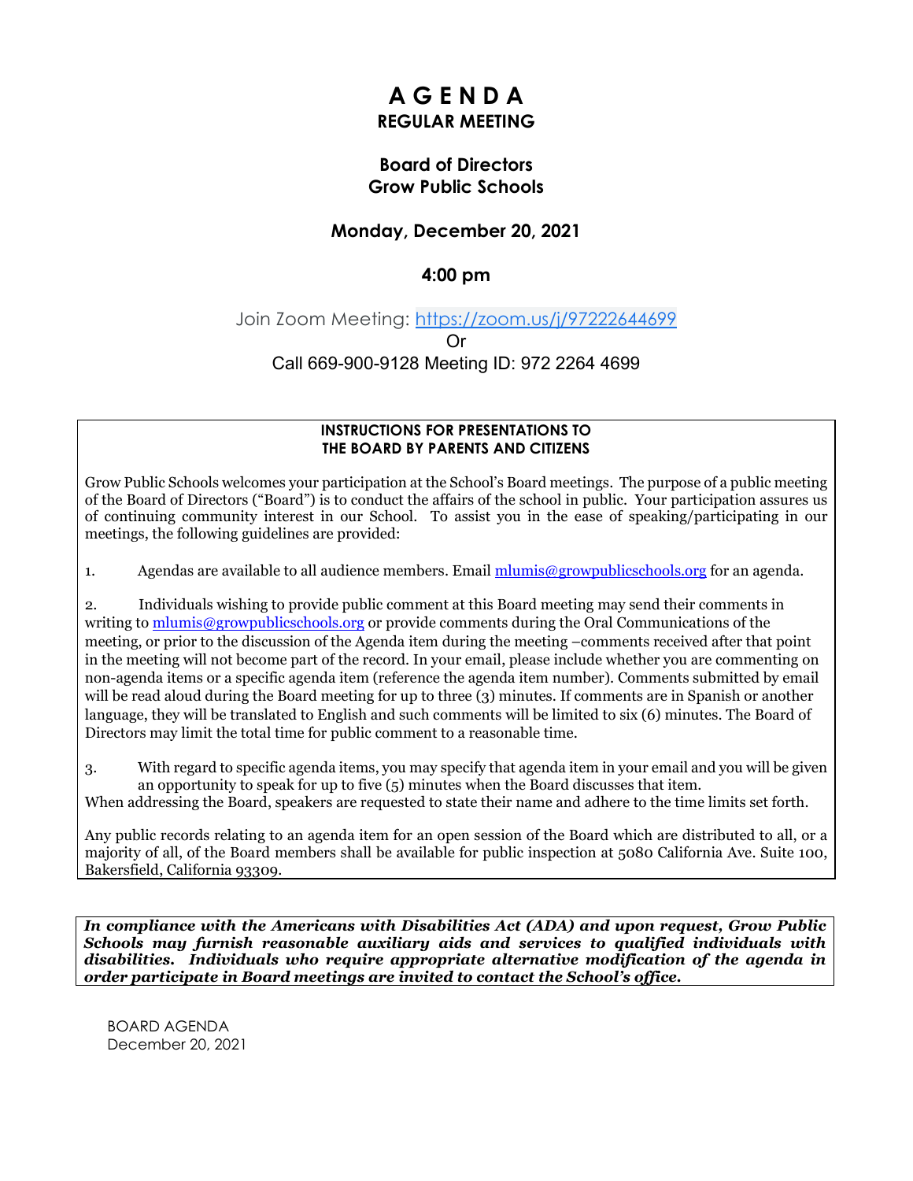# A G E N D A

## REGULAR MEETING

### Board of Directors
### Grow Public Schools

### Monday, December 20, 2021

### 4:00 pm

Join Zoom Meeting: https://zoom.us/j/97222644699

Or

Call 669-900-9128 Meeting ID: 972 2264 4699

**INSTRUCTIONS FOR PRESENTATIONS TO THE BOARD BY PARENTS AND CITIZENS**

Grow Public Schools welcomes your participation at the School's Board meetings. The purpose of a public meeting of the Board of Directors ("Board") is to conduct the affairs of the school in public. Your participation assures us of continuing community interest in our School. To assist you in the ease of speaking/participating in our meetings, the following guidelines are provided:

1. Agendas are available to all audience members. Email mlumis@growpublicschools.org for an agenda.

2. Individuals wishing to provide public comment at this Board meeting may send their comments in writing to mlumis@growpublicschools.org or provide comments during the Oral Communications of the meeting, or prior to the discussion of the Agenda item during the meeting –comments received after that point in the meeting will not become part of the record. In your email, please include whether you are commenting on non-agenda items or a specific agenda item (reference the agenda item number). Comments submitted by email will be read aloud during the Board meeting for up to three (3) minutes. If comments are in Spanish or another language, they will be translated to English and such comments will be limited to six (6) minutes. The Board of Directors may limit the total time for public comment to a reasonable time.

3. With regard to specific agenda items, you may specify that agenda item in your email and you will be given an opportunity to speak for up to five (5) minutes when the Board discusses that item.

When addressing the Board, speakers are requested to state their name and adhere to the time limits set forth.

Any public records relating to an agenda item for an open session of the Board which are distributed to all, or a majority of all, of the Board members shall be available for public inspection at 5080 California Ave. Suite 100, Bakersfield, California 93309.

***In compliance with the Americans with Disabilities Act (ADA) and upon request, Grow Public Schools may furnish reasonable auxiliary aids and services to qualified individuals with disabilities. Individuals who require appropriate alternative modification of the agenda in order participate in Board meetings are invited to contact the School's office.***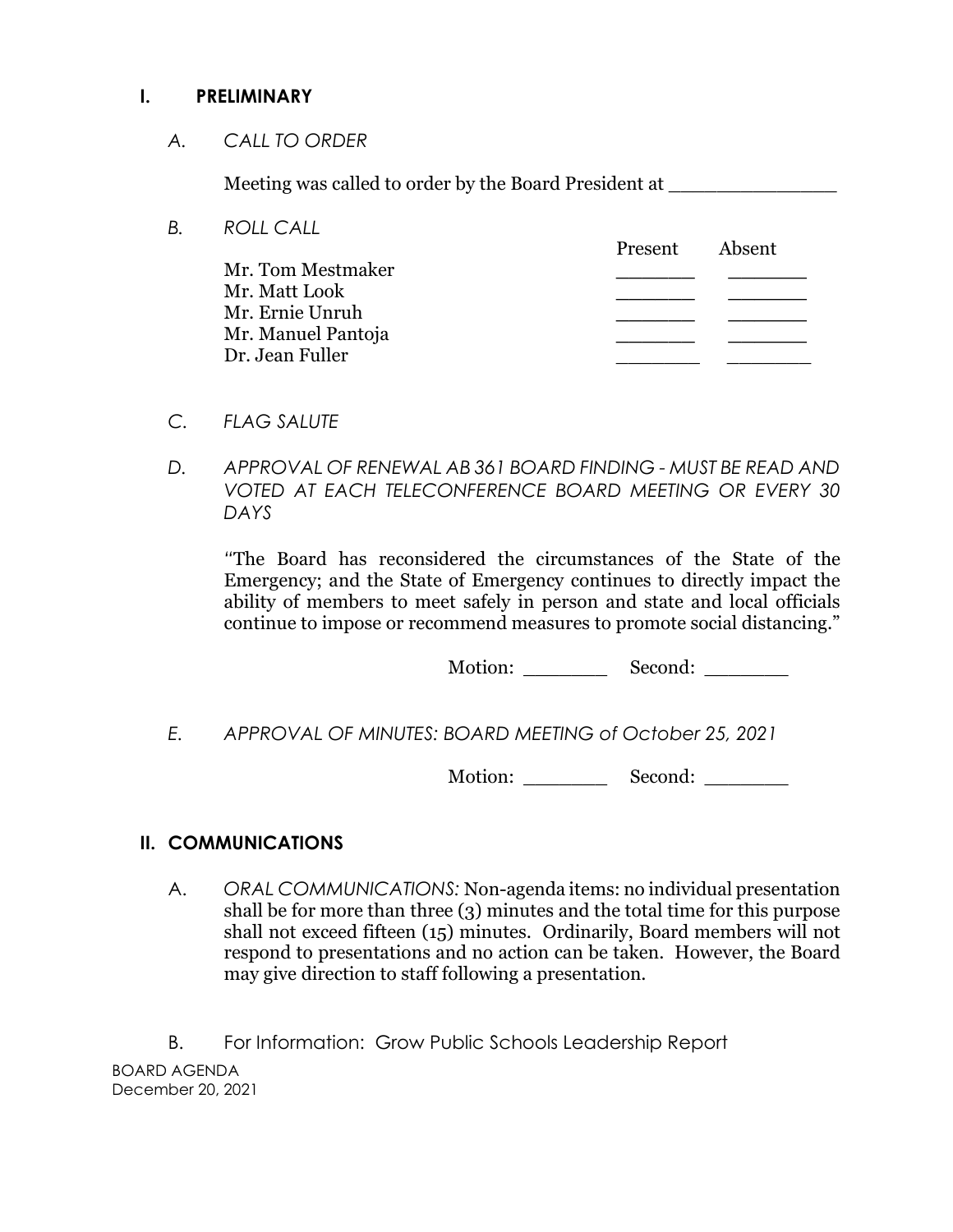## I. PRELIMINARY

*A. CALL TO ORDER*

Meeting was called to order by the Board President at _______________

*B. ROLL CALL*

| | Present | Absent |
|---|---|---|
| Mr. Tom Mestmaker | _______ | _______ |
| Mr. Matt Look | _______ | _______ |
| Mr. Ernie Unruh | _______ | _______ |
| Mr. Manuel Pantoja | _______ | _______ |
| Dr. Jean Fuller | _______ | _______ |

*C. FLAG SALUTE*

*D. APPROVAL OF RENEWAL AB 361 BOARD FINDING - MUST BE READ AND VOTED AT EACH TELECONFERENCE BOARD MEETING OR EVERY 30 DAYS*

"The Board has reconsidered the circumstances of the State of the Emergency; and the State of Emergency continues to directly impact the ability of members to meet safely in person and state and local officials continue to impose or recommend measures to promote social distancing."

Motion: _______ Second: _______

*E. APPROVAL OF MINUTES: BOARD MEETING of October 25, 2021*

Motion: _______ Second: _______

## II. COMMUNICATIONS

A. *ORAL COMMUNICATIONS:* Non-agenda items: no individual presentation shall be for more than three (3) minutes and the total time for this purpose shall not exceed fifteen (15) minutes. Ordinarily, Board members will not respond to presentations and no action can be taken. However, the Board may give direction to staff following a presentation.

B. For Information: Grow Public Schools Leadership Report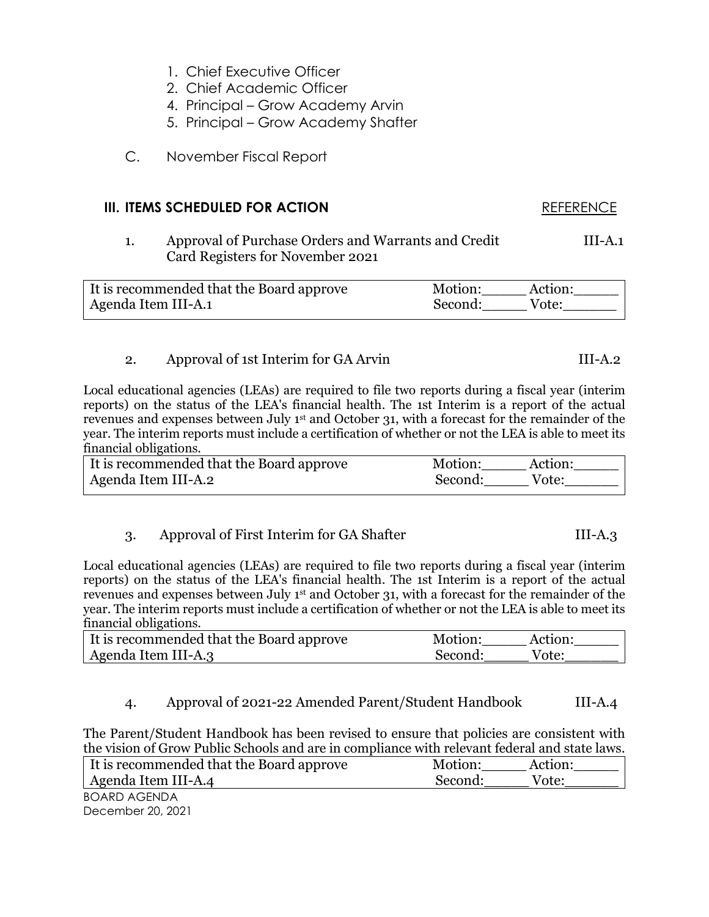1. Chief Executive Officer
2. Chief Academic Officer
4. Principal – Grow Academy Arvin
5. Principal – Grow Academy Shafter

C. November Fiscal Report

## III. ITEMS SCHEDULED FOR ACTION

REFERENCE

1. Approval of Purchase Orders and Warrants and Credit Card Registers for November 2021 — III-A.1

| It is recommended that the Board approve Agenda Item III-A.1 | Motion:_____ Action:_____ Second:_____ Vote:______ |
|---|---|

2. Approval of 1st Interim for GA Arvin — III-A.2

Local educational agencies (LEAs) are required to file two reports during a fiscal year (interim reports) on the status of the LEA's financial health. The 1st Interim is a report of the actual revenues and expenses between July 1st and October 31, with a forecast for the remainder of the year. The interim reports must include a certification of whether or not the LEA is able to meet its financial obligations.

| It is recommended that the Board approve Agenda Item III-A.2 | Motion:_____ Action:_____ Second:_____ Vote:______ |
|---|---|

3. Approval of First Interim for GA Shafter — III-A.3

Local educational agencies (LEAs) are required to file two reports during a fiscal year (interim reports) on the status of the LEA's financial health. The 1st Interim is a report of the actual revenues and expenses between July 1st and October 31, with a forecast for the remainder of the year. The interim reports must include a certification of whether or not the LEA is able to meet its financial obligations.

| It is recommended that the Board approve Agenda Item III-A.3 | Motion:_____ Action:_____ Second:_____ Vote:______ |
|---|---|

4. Approval of 2021-22 Amended Parent/Student Handbook — III-A.4

The Parent/Student Handbook has been revised to ensure that policies are consistent with the vision of Grow Public Schools and are in compliance with relevant federal and state laws.

| It is recommended that the Board approve Agenda Item III-A.4 | Motion:_____ Action:_____ Second:_____ Vote:______ |
|---|---|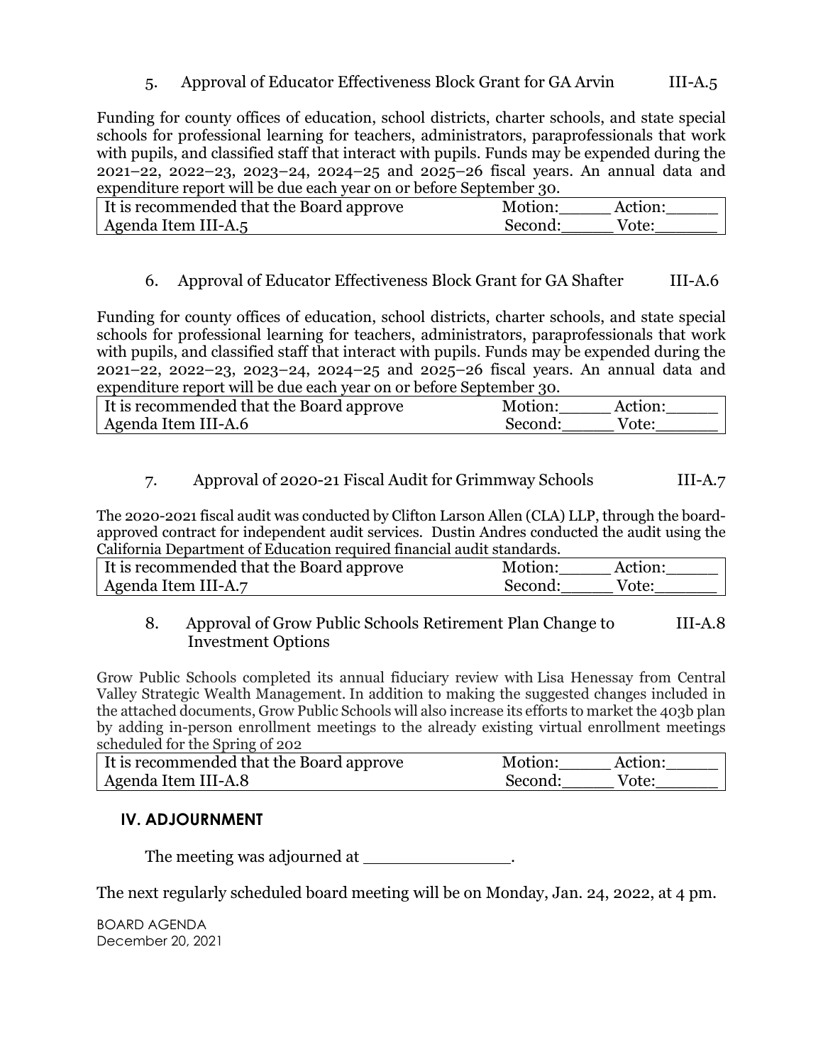5. Approval of Educator Effectiveness Block Grant for GA Arvin III-A.5

Funding for county offices of education, school districts, charter schools, and state special schools for professional learning for teachers, administrators, paraprofessionals that work with pupils, and classified staff that interact with pupils. Funds may be expended during the 2021–22, 2022–23, 2023–24, 2024–25 and 2025–26 fiscal years. An annual data and expenditure report will be due each year on or before September 30.

| | |
|---|---|
| It is recommended that the Board approve | Motion:_____ Action:_____ |
| Agenda Item III-A.5 | Second:_____ Vote:______ |

6. Approval of Educator Effectiveness Block Grant for GA Shafter III-A.6

Funding for county offices of education, school districts, charter schools, and state special schools for professional learning for teachers, administrators, paraprofessionals that work with pupils, and classified staff that interact with pupils. Funds may be expended during the 2021–22, 2022–23, 2023–24, 2024–25 and 2025–26 fiscal years. An annual data and expenditure report will be due each year on or before September 30.

| | |
|---|---|
| It is recommended that the Board approve | Motion:_____ Action:_____ |
| Agenda Item III-A.6 | Second:_____ Vote:______ |

7. Approval of 2020-21 Fiscal Audit for Grimmway Schools III-A.7

The 2020-2021 fiscal audit was conducted by Clifton Larson Allen (CLA) LLP, through the board-approved contract for independent audit services. Dustin Andres conducted the audit using the California Department of Education required financial audit standards.

| | |
|---|---|
| It is recommended that the Board approve | Motion:_____ Action:_____ |
| Agenda Item III-A.7 | Second:_____ Vote:______ |

8. Approval of Grow Public Schools Retirement Plan Change to Investment Options III-A.8

Grow Public Schools completed its annual fiduciary review with Lisa Henessay from Central Valley Strategic Wealth Management. In addition to making the suggested changes included in the attached documents, Grow Public Schools will also increase its efforts to market the 403b plan by adding in-person enrollment meetings to the already existing virtual enrollment meetings scheduled for the Spring of 202

| | |
|---|---|
| It is recommended that the Board approve | Motion:_____ Action:_____ |
| Agenda Item III-A.8 | Second:_____ Vote:______ |

## IV. ADJOURNMENT

The meeting was adjourned at _______________.

The next regularly scheduled board meeting will be on Monday, Jan. 24, 2022, at 4 pm.